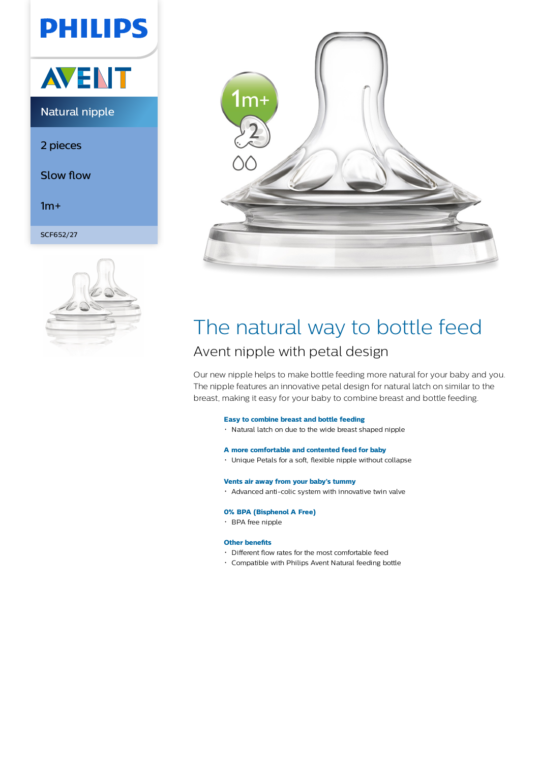PHILIPS

AVENT

Natural nipple

2 pieces

Slow flow

1m+

SCF652/27

# The natural way to bottle feed

## Avent nipple with petal design

Our new nipple helps to make bottle feeding more natural for your baby and you. The nipple features an innovative petal design for natural latch on similar to the breast, making it easy for your baby to combine breast and bottle feeding.

**Easy to combine breast and bottle feeding**

- Natural latch on due to the wide breast shaped nipple

**A more comfortable and contented feed for baby**

- Unique Petals for a soft, flexible nipple without collapse

**Vents air away from your baby's tummy**

- Advanced anti-colic system with innovative twin valve

**0% BPA (Bisphenol A Free)**

- BPA free nipple

**Other benefits**

- Different flow rates for the most comfortable feed
- Compatible with Philips Avent Natural feeding bottle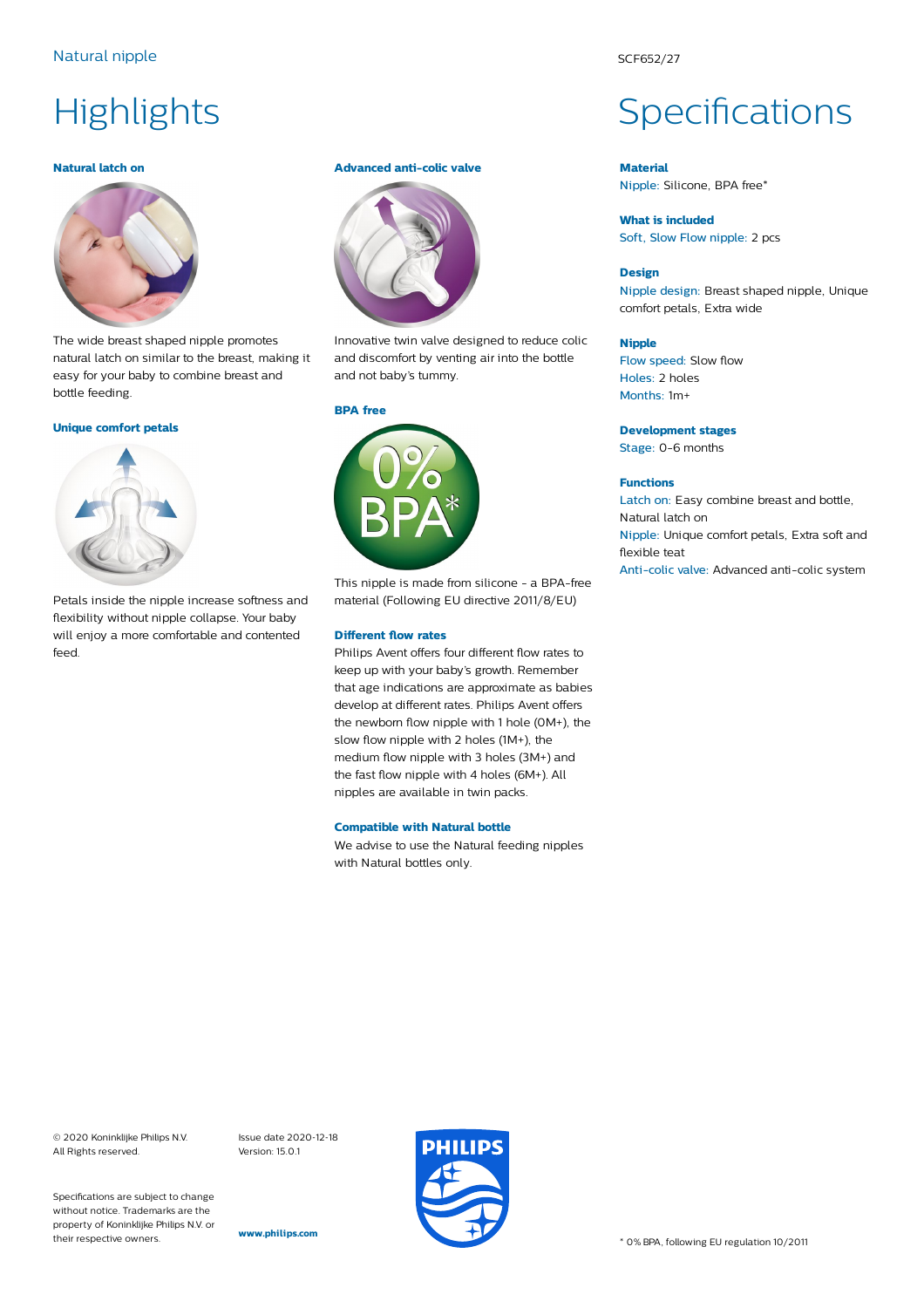Natural nipple

SCF652/27

# Highlights

### Natural latch on

The wide breast shaped nipple promotes natural latch on similar to the breast, making it easy for your baby to combine breast and bottle feeding.

### Unique comfort petals

Petals inside the nipple increase softness and flexibility without nipple collapse. Your baby will enjoy a more comfortable and contented feed.

### Advanced anti-colic valve

Innovative twin valve designed to reduce colic and discomfort by venting air into the bottle and not baby's tummy.

### BPA free

0% BPA*

This nipple is made from silicone - a BPA-free material (Following EU directive 2011/8/EU)

### Different flow rates

Philips Avent offers four different flow rates to keep up with your baby's growth. Remember that age indications are approximate as babies develop at different rates. Philips Avent offers the newborn flow nipple with 1 hole (0M+), the slow flow nipple with 2 holes (1M+), the medium flow nipple with 3 holes (3M+) and the fast flow nipple with 4 holes (6M+). All nipples are available in twin packs.

### Compatible with Natural bottle

We advise to use the Natural feeding nipples with Natural bottles only.

# Specifications

### Material
- Nipple: Silicone, BPA free*

### What is included
- Soft, Slow Flow nipple: 2 pcs

### Design
- Nipple design: Breast shaped nipple, Unique comfort petals, Extra wide

### Nipple
- Flow speed: Slow flow
- Holes: 2 holes
- Months: 1m+

### Development stages
- Stage: 0-6 months

### Functions
- Latch on: Easy combine breast and bottle, Natural latch on
- Nipple: Unique comfort petals, Extra soft and flexible teat
- Anti-colic valve: Advanced anti-colic system

© 2020 Koninklijke Philips N.V.
All Rights reserved.

Specifications are subject to change without notice. Trademarks are the property of Koninklijke Philips N.V. or their respective owners.

Issue date 2020-12-18
Version: 15.0.1

www.philips.com

PHILIPS

* 0% BPA, following EU regulation 10/2011